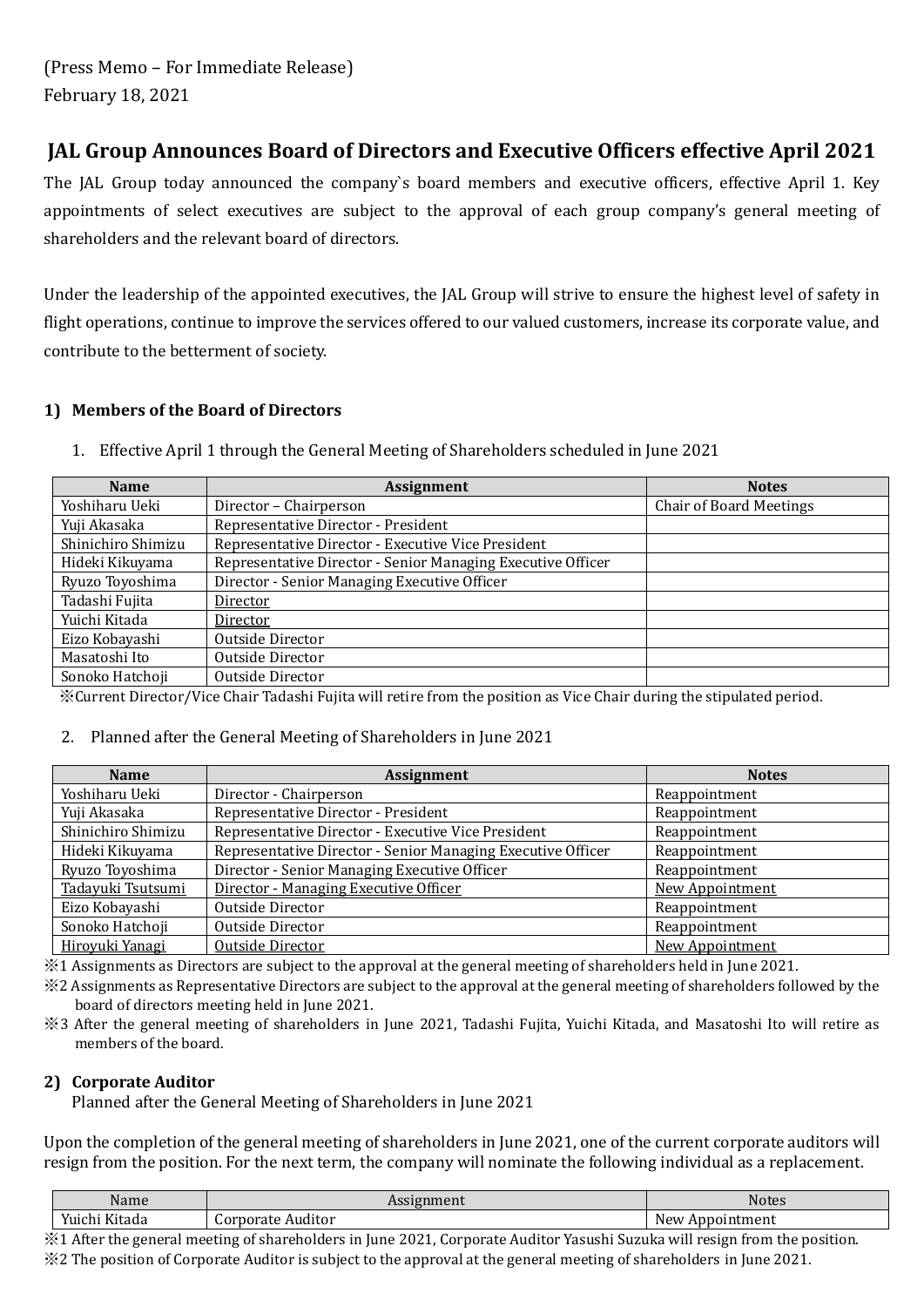(Press Memo – For Immediate Release)
February 18, 2021

# JAL Group Announces Board of Directors and Executive Officers effective April 2021

The JAL Group today announced the company`s board members and executive officers, effective April 1. Key appointments of select executives are subject to the approval of each group company's general meeting of shareholders and the relevant board of directors.

Under the leadership of the appointed executives, the JAL Group will strive to ensure the highest level of safety in flight operations, continue to improve the services offered to our valued customers, increase its corporate value, and contribute to the betterment of society.

## 1) Members of the Board of Directors

1. Effective April 1 through the General Meeting of Shareholders scheduled in June 2021

| Name | Assignment | Notes |
|---|---|---|
| Yoshiharu Ueki | Director – Chairperson | Chair of Board Meetings |
| Yuji Akasaka | Representative Director - President | |
| Shinichiro Shimizu | Representative Director - Executive Vice President | |
| Hideki Kikuyama | Representative Director - Senior Managing Executive Officer | |
| Ryuzo Toyoshima | Director - Senior Managing Executive Officer | |
| Tadashi Fujita | <u>Director</u> | |
| Yuichi Kitada | <u>Director</u> | |
| Eizo Kobayashi | Outside Director | |
| Masatoshi Ito | Outside Director | |
| Sonoko Hatchoji | Outside Director | |

※Current Director/Vice Chair Tadashi Fujita will retire from the position as Vice Chair during the stipulated period.

2. Planned after the General Meeting of Shareholders in June 2021

| Name | Assignment | Notes |
|---|---|---|
| Yoshiharu Ueki | Director - Chairperson | Reappointment |
| Yuji Akasaka | Representative Director - President | Reappointment |
| Shinichiro Shimizu | Representative Director - Executive Vice President | Reappointment |
| Hideki Kikuyama | Representative Director - Senior Managing Executive Officer | Reappointment |
| Ryuzo Toyoshima | Director - Senior Managing Executive Officer | Reappointment |
| <u>Tadayuki Tsutsumi</u> | <u>Director - Managing Executive Officer</u> | <u>New Appointment</u> |
| Eizo Kobayashi | Outside Director | Reappointment |
| Sonoko Hatchoji | Outside Director | Reappointment |
| <u>Hiroyuki Yanagi</u> | <u>Outside Director</u> | <u>New Appointment</u> |

※1 Assignments as Directors are subject to the approval at the general meeting of shareholders held in June 2021.

※2 Assignments as Representative Directors are subject to the approval at the general meeting of shareholders followed by the board of directors meeting held in June 2021.

※3 After the general meeting of shareholders in June 2021, Tadashi Fujita, Yuichi Kitada, and Masatoshi Ito will retire as members of the board.

## 2) Corporate Auditor

Planned after the General Meeting of Shareholders in June 2021

Upon the completion of the general meeting of shareholders in June 2021, one of the current corporate auditors will resign from the position. For the next term, the company will nominate the following individual as a replacement.

| Name | Assignment | Notes |
|---|---|---|
| Yuichi Kitada | Corporate Auditor | New Appointment |

※1 After the general meeting of shareholders in June 2021, Corporate Auditor Yasushi Suzuka will resign from the position.

※2 The position of Corporate Auditor is subject to the approval at the general meeting of shareholders in June 2021.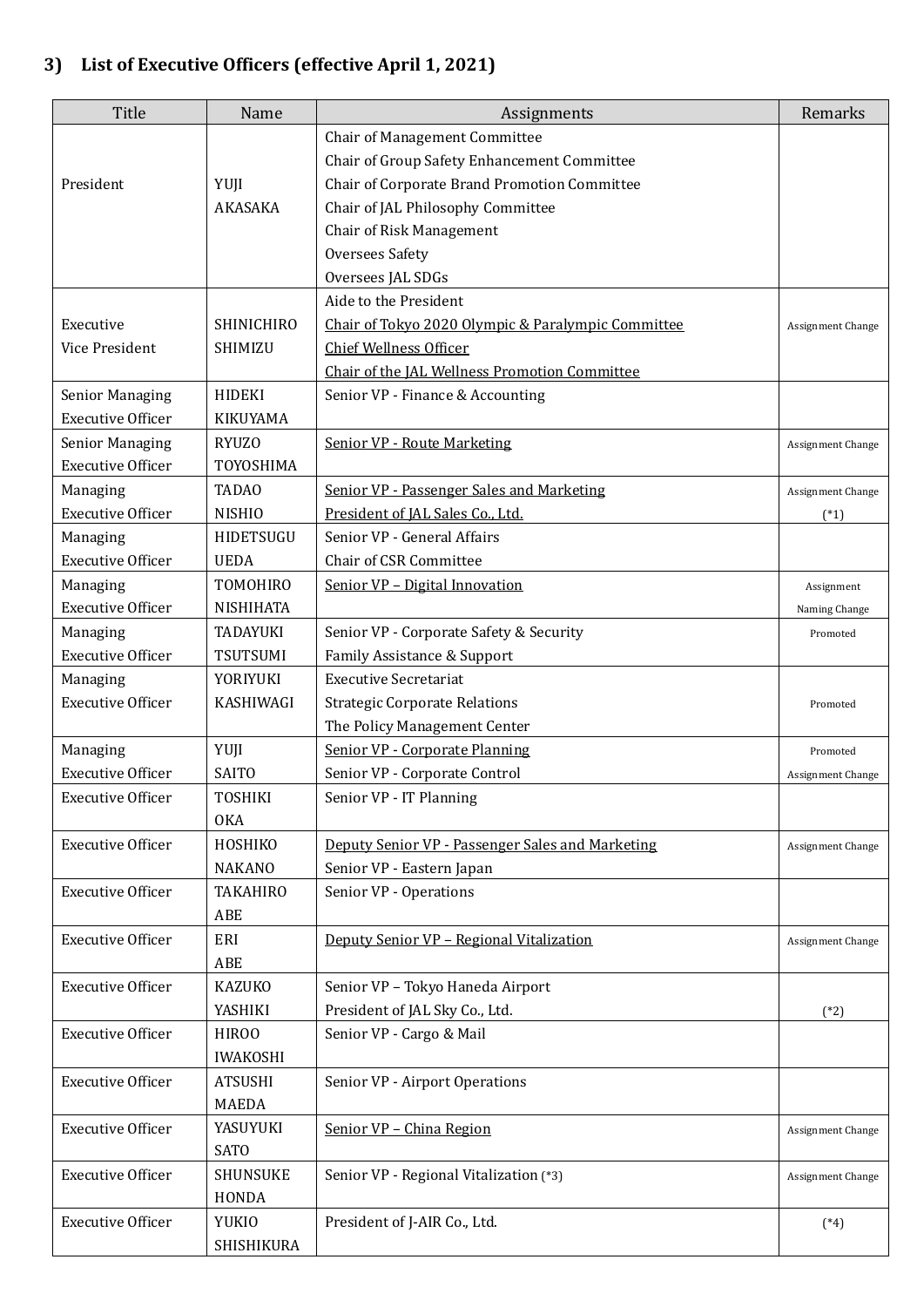### 3) List of Executive Officers (effective April 1, 2021)

| Title | Name | Assignments | Remarks |
|---|---|---|---|
| President | YUJI AKASAKA | Chair of Management Committee<br>Chair of Group Safety Enhancement Committee<br>Chair of Corporate Brand Promotion Committee<br>Chair of JAL Philosophy Committee<br>Chair of Risk Management<br>Oversees Safety<br>Oversees JAL SDGs | |
| Executive Vice President | SHINICHIRO SHIMIZU | Aide to the President<br>Chair of Tokyo 2020 Olympic & Paralympic Committee<br>Chief Wellness Officer<br>Chair of the JAL Wellness Promotion Committee | Assignment Change |
| Senior Managing Executive Officer | HIDEKI KIKUYAMA | Senior VP - Finance & Accounting | |
| Senior Managing Executive Officer | RYUZO TOYOSHIMA | Senior VP - Route Marketing | Assignment Change |
| Managing Executive Officer | TADAO NISHIO | Senior VP - Passenger Sales and Marketing<br>President of JAL Sales Co., Ltd. | Assignment Change (*1) |
| Managing Executive Officer | HIDETSUGU UEDA | Senior VP - General Affairs<br>Chair of CSR Committee | |
| Managing Executive Officer | TOMOHIRO NISHIHATA | Senior VP – Digital Innovation | Assignment Naming Change |
| Managing Executive Officer | TADAYUKI TSUTSUMI | Senior VP - Corporate Safety & Security<br>Family Assistance & Support | Promoted |
| Managing Executive Officer | YORIYUKI KASHIWAGI | Executive Secretariat<br>Strategic Corporate Relations<br>The Policy Management Center | Promoted |
| Managing Executive Officer | YUJI SAITO | Senior VP - Corporate Planning<br>Senior VP - Corporate Control | Promoted<br>Assignment Change |
| Executive Officer | TOSHIKI OKA | Senior VP - IT Planning | |
| Executive Officer | HOSHIKO NAKANO | Deputy Senior VP - Passenger Sales and Marketing<br>Senior VP - Eastern Japan | Assignment Change |
| Executive Officer | TAKAHIRO ABE | Senior VP - Operations | |
| Executive Officer | ERI ABE | Deputy Senior VP – Regional Vitalization | Assignment Change |
| Executive Officer | KAZUKO YASHIKI | Senior VP – Tokyo Haneda Airport<br>President of JAL Sky Co., Ltd. | (*2) |
| Executive Officer | HIROO IWAKOSHI | Senior VP - Cargo & Mail | |
| Executive Officer | ATSUSHI MAEDA | Senior VP - Airport Operations | |
| Executive Officer | YASUYUKI SATO | Senior VP – China Region | Assignment Change |
| Executive Officer | SHUNSUKE HONDA | Senior VP - Regional Vitalization (*3) | Assignment Change |
| Executive Officer | YUKIO SHISHIKURA | President of J-AIR Co., Ltd. | (*4) |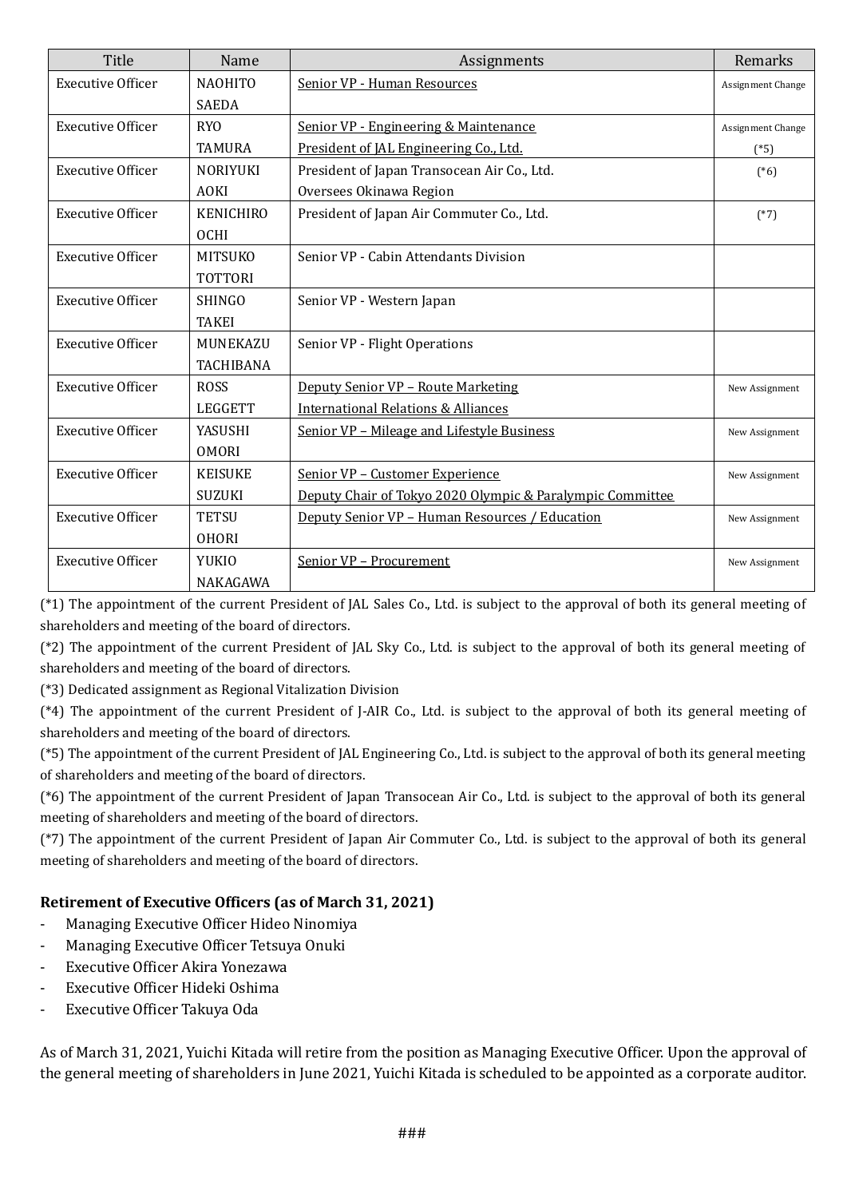| Title | Name | Assignments | Remarks |
|---|---|---|---|
| Executive Officer | NAOHITO SAEDA | Senior VP - Human Resources | Assignment Change |
| Executive Officer | RYO TAMURA | Senior VP - Engineering & Maintenance<br>President of JAL Engineering Co., Ltd. | Assignment Change<br>(*5) |
| Executive Officer | NORIYUKI AOKI | President of Japan Transocean Air Co., Ltd.<br>Oversees Okinawa Region | (*6) |
| Executive Officer | KENICHIRO OCHI | President of Japan Air Commuter Co., Ltd. | (*7) |
| Executive Officer | MITSUKO TOTTORI | Senior VP - Cabin Attendants Division | |
| Executive Officer | SHINGO TAKEI | Senior VP - Western Japan | |
| Executive Officer | MUNEKAZU TACHIBANA | Senior VP - Flight Operations | |
| Executive Officer | ROSS LEGGETT | Deputy Senior VP – Route Marketing<br>International Relations & Alliances | New Assignment |
| Executive Officer | YASUSHI OMORI | Senior VP – Mileage and Lifestyle Business | New Assignment |
| Executive Officer | KEISUKE SUZUKI | Senior VP – Customer Experience<br>Deputy Chair of Tokyo 2020 Olympic & Paralympic Committee | New Assignment |
| Executive Officer | TETSU OHORI | Deputy Senior VP – Human Resources / Education | New Assignment |
| Executive Officer | YUKIO NAKAGAWA | Senior VP – Procurement | New Assignment |

(*1) The appointment of the current President of JAL Sales Co., Ltd. is subject to the approval of both its general meeting of shareholders and meeting of the board of directors.

(*2) The appointment of the current President of JAL Sky Co., Ltd. is subject to the approval of both its general meeting of shareholders and meeting of the board of directors.

(*3) Dedicated assignment as Regional Vitalization Division

(*4) The appointment of the current President of J-AIR Co., Ltd. is subject to the approval of both its general meeting of shareholders and meeting of the board of directors.

(*5) The appointment of the current President of JAL Engineering Co., Ltd. is subject to the approval of both its general meeting of shareholders and meeting of the board of directors.

(*6) The appointment of the current President of Japan Transocean Air Co., Ltd. is subject to the approval of both its general meeting of shareholders and meeting of the board of directors.

(*7) The appointment of the current President of Japan Air Commuter Co., Ltd. is subject to the approval of both its general meeting of shareholders and meeting of the board of directors.

**Retirement of Executive Officers (as of March 31, 2021)**

- Managing Executive Officer Hideo Ninomiya
- Managing Executive Officer Tetsuya Onuki
- Executive Officer Akira Yonezawa
- Executive Officer Hideki Oshima
- Executive Officer Takuya Oda

As of March 31, 2021, Yuichi Kitada will retire from the position as Managing Executive Officer. Upon the approval of the general meeting of shareholders in June 2021, Yuichi Kitada is scheduled to be appointed as a corporate auditor.

###